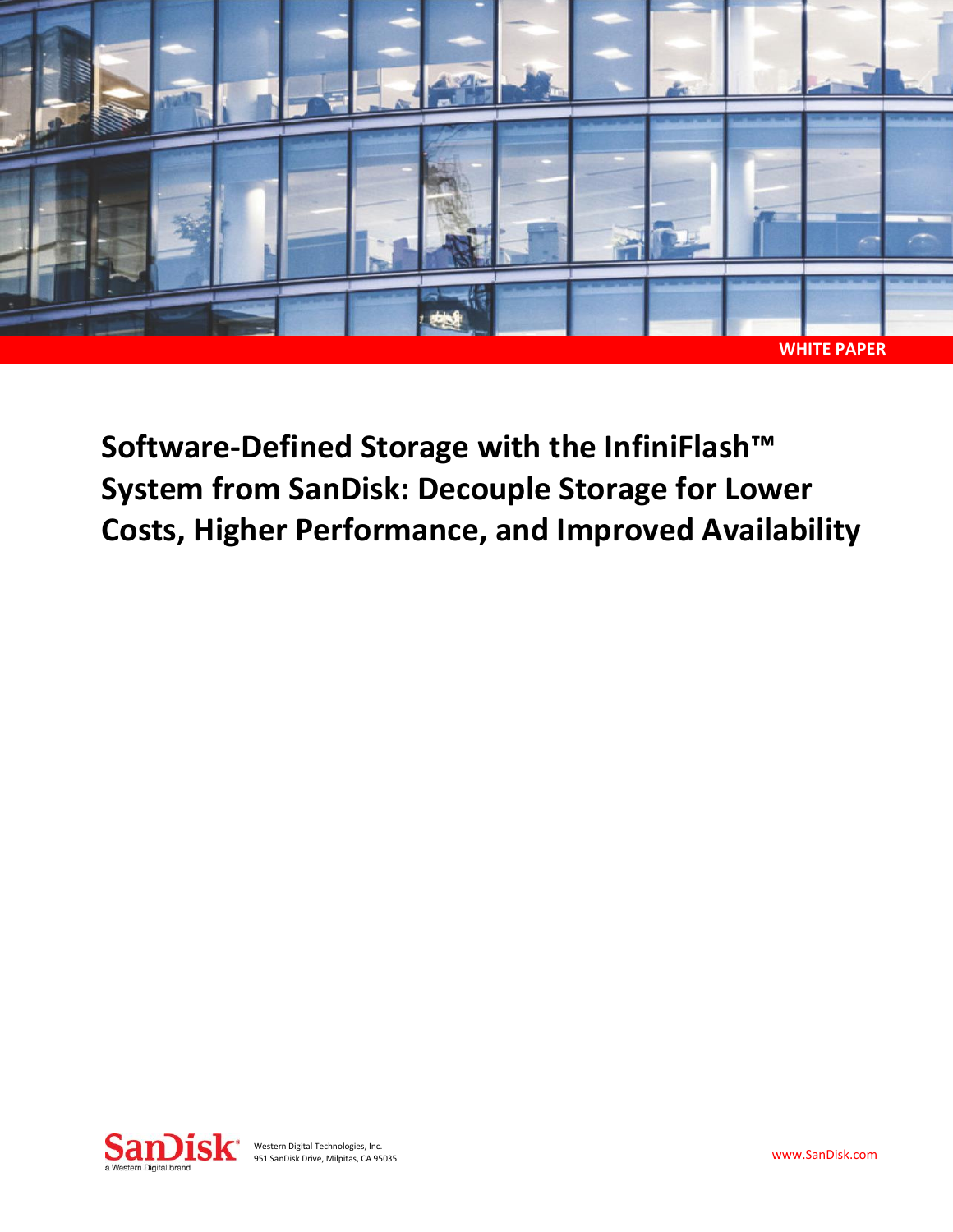WHITE PAPER

# Software-Defined Storage with the InfiniFlash™ System from SanDisk: Decouple Storage for Lower Costs, Higher Performance, and Improved Availability

SanDisk a Western Digital brand

Western Digital Technologies, Inc.
951 SanDisk Drive, Milpitas, CA 95035

www.SanDisk.com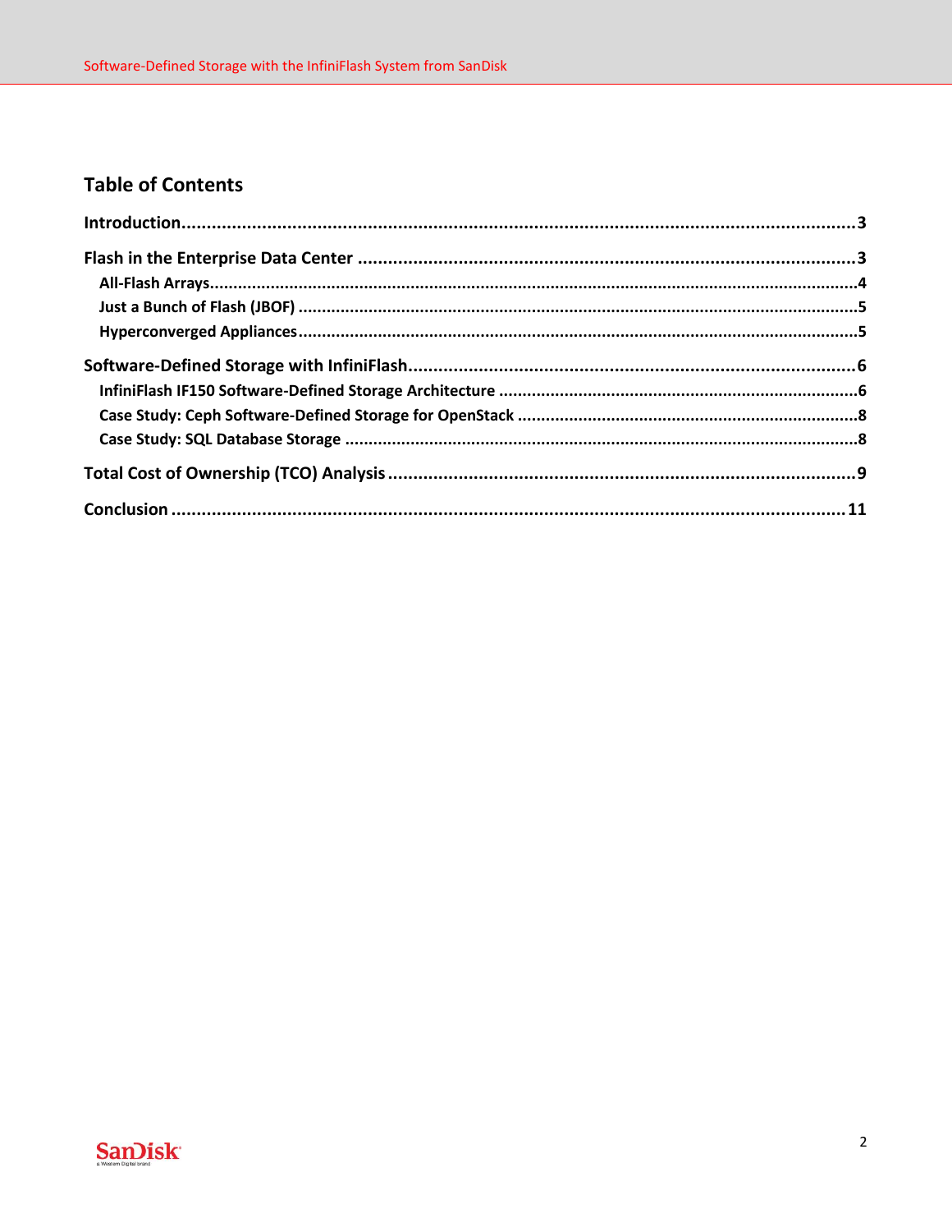## Table of Contents

**Introduction** .......................................................................................................................... **3**

**Flash in the Enterprise Data Center** ...................................................................................... **3**

- **All-Flash Arrays** ........................................................................................................................ **4**
- **Just a Bunch of Flash (JBOF)** ..................................................................................................... **5**
- **Hyperconverged Appliances** ...................................................................................................... **5**

**Software-Defined Storage with InfiniFlash** ............................................................................ **6**

- **InfiniFlash IF150 Software-Defined Storage Architecture** ............................................................ **6**
- **Case Study: Ceph Software-Defined Storage for OpenStack** ......................................................... **8**
- **Case Study: SQL Database Storage** ............................................................................................ **8**

**Total Cost of Ownership (TCO) Analysis** ............................................................................... **9**

**Conclusion** ............................................................................................................................ **11**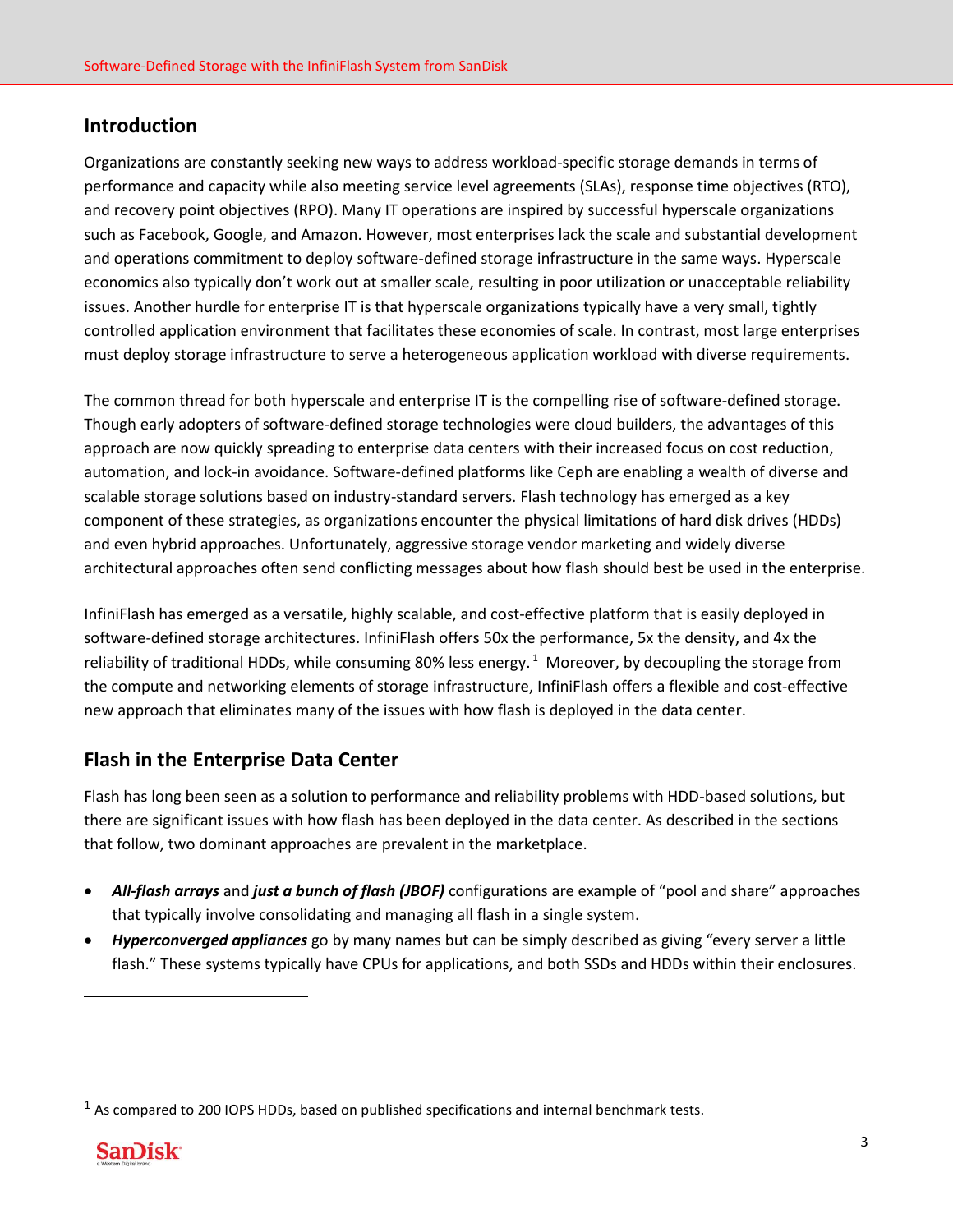## Introduction

Organizations are constantly seeking new ways to address workload-specific storage demands in terms of performance and capacity while also meeting service level agreements (SLAs), response time objectives (RTO), and recovery point objectives (RPO). Many IT operations are inspired by successful hyperscale organizations such as Facebook, Google, and Amazon. However, most enterprises lack the scale and substantial development and operations commitment to deploy software-defined storage infrastructure in the same ways. Hyperscale economics also typically don't work out at smaller scale, resulting in poor utilization or unacceptable reliability issues. Another hurdle for enterprise IT is that hyperscale organizations typically have a very small, tightly controlled application environment that facilitates these economies of scale. In contrast, most large enterprises must deploy storage infrastructure to serve a heterogeneous application workload with diverse requirements.

The common thread for both hyperscale and enterprise IT is the compelling rise of software-defined storage. Though early adopters of software-defined storage technologies were cloud builders, the advantages of this approach are now quickly spreading to enterprise data centers with their increased focus on cost reduction, automation, and lock-in avoidance. Software-defined platforms like Ceph are enabling a wealth of diverse and scalable storage solutions based on industry-standard servers. Flash technology has emerged as a key component of these strategies, as organizations encounter the physical limitations of hard disk drives (HDDs) and even hybrid approaches. Unfortunately, aggressive storage vendor marketing and widely diverse architectural approaches often send conflicting messages about how flash should best be used in the enterprise.

InfiniFlash has emerged as a versatile, highly scalable, and cost-effective platform that is easily deployed in software-defined storage architectures. InfiniFlash offers 50x the performance, 5x the density, and 4x the reliability of traditional HDDs, while consuming 80% less energy.[1] Moreover, by decoupling the storage from the compute and networking elements of storage infrastructure, InfiniFlash offers a flexible and cost-effective new approach that eliminates many of the issues with how flash is deployed in the data center.

## Flash in the Enterprise Data Center

Flash has long been seen as a solution to performance and reliability problems with HDD-based solutions, but there are significant issues with how flash has been deployed in the data center. As described in the sections that follow, two dominant approaches are prevalent in the marketplace.

- ***All-flash arrays*** and ***just a bunch of flash (JBOF)*** configurations are example of "pool and share" approaches that typically involve consolidating and managing all flash in a single system.
- ***Hyperconverged appliances*** go by many names but can be simply described as giving "every server a little flash." These systems typically have CPUs for applications, and both SSDs and HDDs within their enclosures.

[1] As compared to 200 IOPS HDDs, based on published specifications and internal benchmark tests.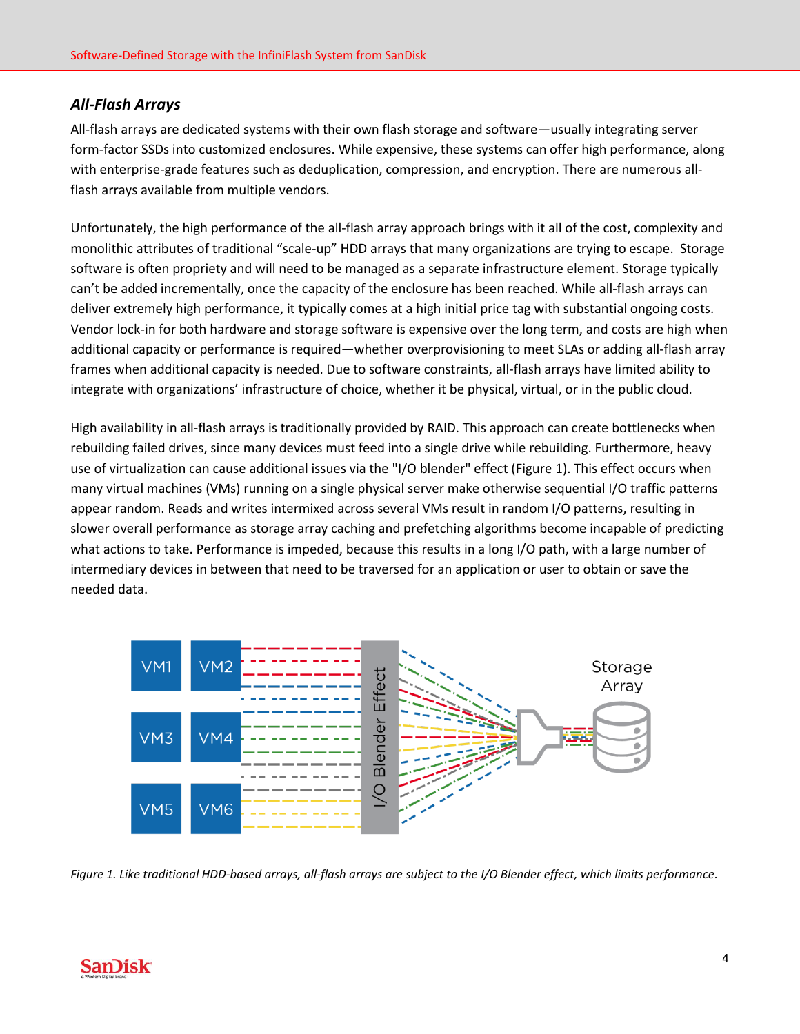### *All-Flash Arrays*

All-flash arrays are dedicated systems with their own flash storage and software—usually integrating server form-factor SSDs into customized enclosures. While expensive, these systems can offer high performance, along with enterprise-grade features such as deduplication, compression, and encryption. There are numerous all-flash arrays available from multiple vendors.

Unfortunately, the high performance of the all-flash array approach brings with it all of the cost, complexity and monolithic attributes of traditional "scale-up" HDD arrays that many organizations are trying to escape. Storage software is often propriety and will need to be managed as a separate infrastructure element. Storage typically can't be added incrementally, once the capacity of the enclosure has been reached. While all-flash arrays can deliver extremely high performance, it typically comes at a high initial price tag with substantial ongoing costs. Vendor lock-in for both hardware and storage software is expensive over the long term, and costs are high when additional capacity or performance is required—whether overprovisioning to meet SLAs or adding all-flash array frames when additional capacity is needed. Due to software constraints, all-flash arrays have limited ability to integrate with organizations' infrastructure of choice, whether it be physical, virtual, or in the public cloud.

High availability in all-flash arrays is traditionally provided by RAID. This approach can create bottlenecks when rebuilding failed drives, since many devices must feed into a single drive while rebuilding. Furthermore, heavy use of virtualization can cause additional issues via the "I/O blender" effect (Figure 1). This effect occurs when many virtual machines (VMs) running on a single physical server make otherwise sequential I/O traffic patterns appear random. Reads and writes intermixed across several VMs result in random I/O patterns, resulting in slower overall performance as storage array caching and prefetching algorithms become incapable of predicting what actions to take. Performance is impeded, because this results in a long I/O path, with a large number of intermediary devices in between that need to be traversed for an application or user to obtain or save the needed data.

VM1
VM2
VM3
VM4
VM5
VM6
I/O Blender Effect
Storage Array

*Figure 1. Like traditional HDD-based arrays, all-flash arrays are subject to the I/O Blender effect, which limits performance.*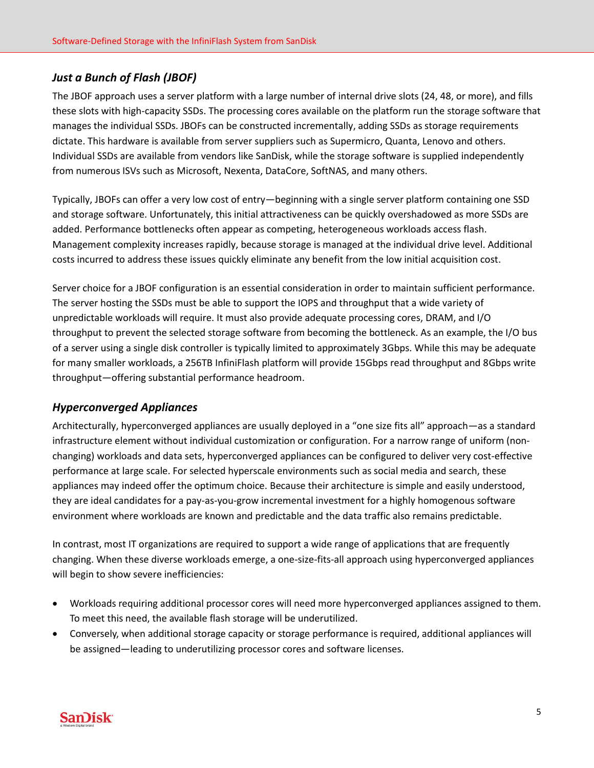### *Just a Bunch of Flash (JBOF)*

The JBOF approach uses a server platform with a large number of internal drive slots (24, 48, or more), and fills these slots with high-capacity SSDs. The processing cores available on the platform run the storage software that manages the individual SSDs. JBOFs can be constructed incrementally, adding SSDs as storage requirements dictate. This hardware is available from server suppliers such as Supermicro, Quanta, Lenovo and others. Individual SSDs are available from vendors like SanDisk, while the storage software is supplied independently from numerous ISVs such as Microsoft, Nexenta, DataCore, SoftNAS, and many others.

Typically, JBOFs can offer a very low cost of entry—beginning with a single server platform containing one SSD and storage software. Unfortunately, this initial attractiveness can be quickly overshadowed as more SSDs are added. Performance bottlenecks often appear as competing, heterogeneous workloads access flash. Management complexity increases rapidly, because storage is managed at the individual drive level. Additional costs incurred to address these issues quickly eliminate any benefit from the low initial acquisition cost.

Server choice for a JBOF configuration is an essential consideration in order to maintain sufficient performance. The server hosting the SSDs must be able to support the IOPS and throughput that a wide variety of unpredictable workloads will require. It must also provide adequate processing cores, DRAM, and I/O throughput to prevent the selected storage software from becoming the bottleneck. As an example, the I/O bus of a server using a single disk controller is typically limited to approximately 3Gbps. While this may be adequate for many smaller workloads, a 256TB InfiniFlash platform will provide 15Gbps read throughput and 8Gbps write throughput—offering substantial performance headroom.

### *Hyperconverged Appliances*

Architecturally, hyperconverged appliances are usually deployed in a "one size fits all" approach—as a standard infrastructure element without individual customization or configuration. For a narrow range of uniform (non-changing) workloads and data sets, hyperconverged appliances can be configured to deliver very cost-effective performance at large scale. For selected hyperscale environments such as social media and search, these appliances may indeed offer the optimum choice. Because their architecture is simple and easily understood, they are ideal candidates for a pay-as-you-grow incremental investment for a highly homogenous software environment where workloads are known and predictable and the data traffic also remains predictable.

In contrast, most IT organizations are required to support a wide range of applications that are frequently changing. When these diverse workloads emerge, a one-size-fits-all approach using hyperconverged appliances will begin to show severe inefficiencies:

- Workloads requiring additional processor cores will need more hyperconverged appliances assigned to them. To meet this need, the available flash storage will be underutilized.
- Conversely, when additional storage capacity or storage performance is required, additional appliances will be assigned—leading to underutilizing processor cores and software licenses.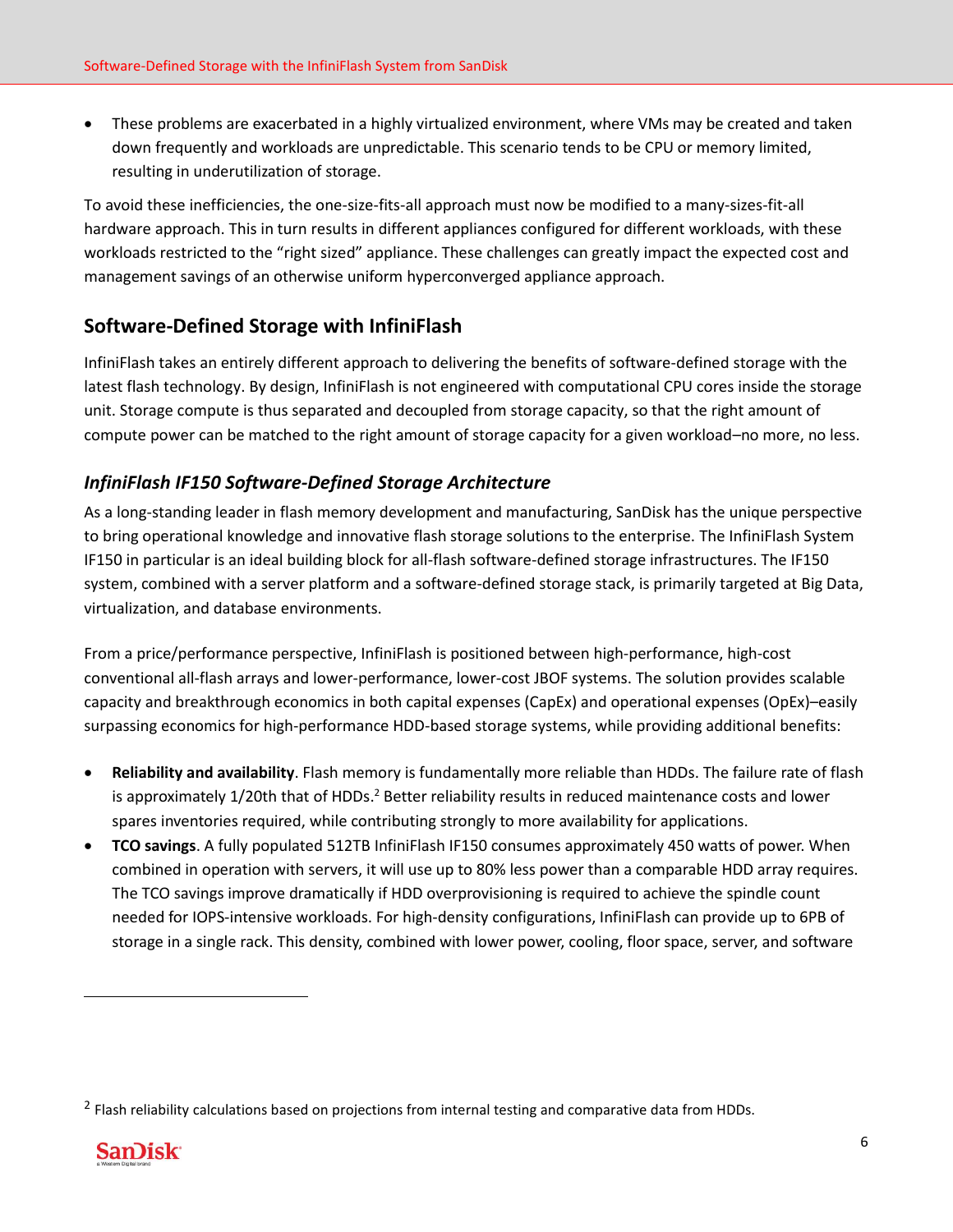- These problems are exacerbated in a highly virtualized environment, where VMs may be created and taken down frequently and workloads are unpredictable. This scenario tends to be CPU or memory limited, resulting in underutilization of storage.

To avoid these inefficiencies, the one-size-fits-all approach must now be modified to a many-sizes-fit-all hardware approach. This in turn results in different appliances configured for different workloads, with these workloads restricted to the "right sized" appliance. These challenges can greatly impact the expected cost and management savings of an otherwise uniform hyperconverged appliance approach.

## Software-Defined Storage with InfiniFlash

InfiniFlash takes an entirely different approach to delivering the benefits of software-defined storage with the latest flash technology. By design, InfiniFlash is not engineered with computational CPU cores inside the storage unit. Storage compute is thus separated and decoupled from storage capacity, so that the right amount of compute power can be matched to the right amount of storage capacity for a given workload–no more, no less.

### *InfiniFlash IF150 Software-Defined Storage Architecture*

As a long-standing leader in flash memory development and manufacturing, SanDisk has the unique perspective to bring operational knowledge and innovative flash storage solutions to the enterprise. The InfiniFlash System IF150 in particular is an ideal building block for all-flash software-defined storage infrastructures. The IF150 system, combined with a server platform and a software-defined storage stack, is primarily targeted at Big Data, virtualization, and database environments.

From a price/performance perspective, InfiniFlash is positioned between high-performance, high-cost conventional all-flash arrays and lower-performance, lower-cost JBOF systems. The solution provides scalable capacity and breakthrough economics in both capital expenses (CapEx) and operational expenses (OpEx)–easily surpassing economics for high-performance HDD-based storage systems, while providing additional benefits:

- **Reliability and availability**. Flash memory is fundamentally more reliable than HDDs. The failure rate of flash is approximately 1/20th that of HDDs.[2] Better reliability results in reduced maintenance costs and lower spares inventories required, while contributing strongly to more availability for applications.
- **TCO savings**. A fully populated 512TB InfiniFlash IF150 consumes approximately 450 watts of power. When combined in operation with servers, it will use up to 80% less power than a comparable HDD array requires. The TCO savings improve dramatically if HDD overprovisioning is required to achieve the spindle count needed for IOPS-intensive workloads. For high-density configurations, InfiniFlash can provide up to 6PB of storage in a single rack. This density, combined with lower power, cooling, floor space, server, and software

[2] Flash reliability calculations based on projections from internal testing and comparative data from HDDs.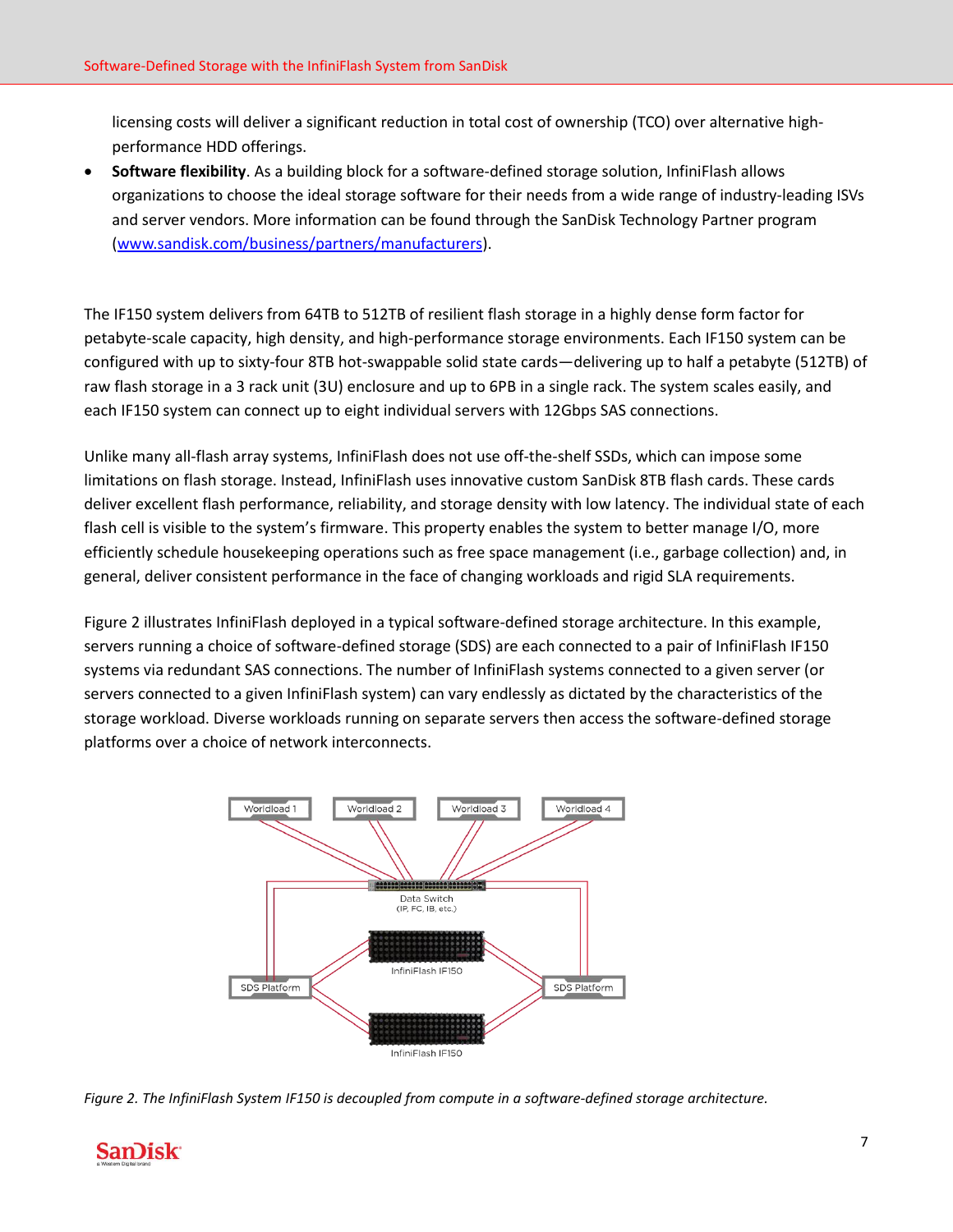licensing costs will deliver a significant reduction in total cost of ownership (TCO) over alternative high-performance HDD offerings.

- **Software flexibility**. As a building block for a software-defined storage solution, InfiniFlash allows organizations to choose the ideal storage software for their needs from a wide range of industry-leading ISVs and server vendors. More information can be found through the SanDisk Technology Partner program ([www.sandisk.com/business/partners/manufacturers](www.sandisk.com/business/partners/manufacturers)).

The IF150 system delivers from 64TB to 512TB of resilient flash storage in a highly dense form factor for petabyte-scale capacity, high density, and high-performance storage environments. Each IF150 system can be configured with up to sixty-four 8TB hot-swappable solid state cards—delivering up to half a petabyte (512TB) of raw flash storage in a 3 rack unit (3U) enclosure and up to 6PB in a single rack. The system scales easily, and each IF150 system can connect up to eight individual servers with 12Gbps SAS connections.

Unlike many all-flash array systems, InfiniFlash does not use off-the-shelf SSDs, which can impose some limitations on flash storage. Instead, InfiniFlash uses innovative custom SanDisk 8TB flash cards. These cards deliver excellent flash performance, reliability, and storage density with low latency. The individual state of each flash cell is visible to the system's firmware. This property enables the system to better manage I/O, more efficiently schedule housekeeping operations such as free space management (i.e., garbage collection) and, in general, deliver consistent performance in the face of changing workloads and rigid SLA requirements.

Figure 2 illustrates InfiniFlash deployed in a typical software-defined storage architecture. In this example, servers running a choice of software-defined storage (SDS) are each connected to a pair of InfiniFlash IF150 systems via redundant SAS connections. The number of InfiniFlash systems connected to a given server (or servers connected to a given InfiniFlash system) can vary endlessly as dictated by the characteristics of the storage workload. Diverse workloads running on separate servers then access the software-defined storage platforms over a choice of network interconnects.

Worldload 1
Worldload 2
Worldload 3
Worldload 4
Data Switch
(IP, FC, IB, etc.)
InfiniFlash IF150
SDS Platform
SDS Platform
InfiniFlash IF150

*Figure 2. The InfiniFlash System IF150 is decoupled from compute in a software-defined storage architecture.*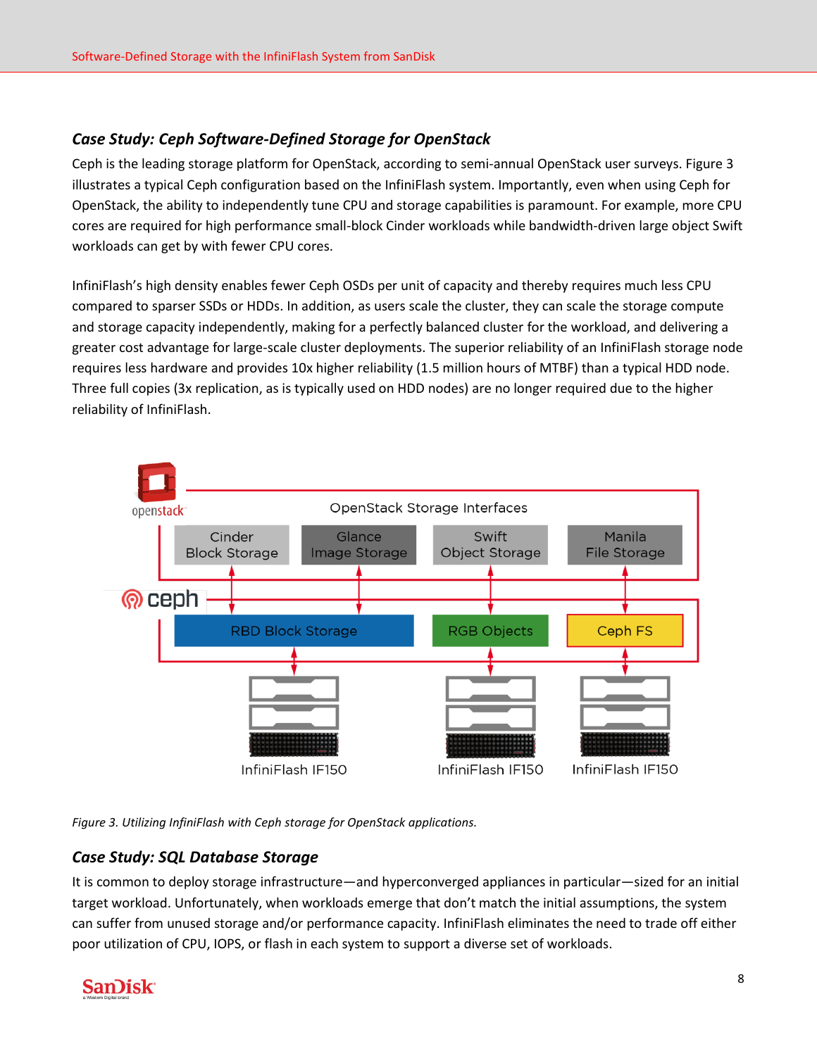### *Case Study: Ceph Software-Defined Storage for OpenStack*

Ceph is the leading storage platform for OpenStack, according to semi-annual OpenStack user surveys. Figure 3 illustrates a typical Ceph configuration based on the InfiniFlash system. Importantly, even when using Ceph for OpenStack, the ability to independently tune CPU and storage capabilities is paramount. For example, more CPU cores are required for high performance small-block Cinder workloads while bandwidth-driven large object Swift workloads can get by with fewer CPU cores.

InfiniFlash's high density enables fewer Ceph OSDs per unit of capacity and thereby requires much less CPU compared to sparser SSDs or HDDs. In addition, as users scale the cluster, they can scale the storage compute and storage capacity independently, making for a perfectly balanced cluster for the workload, and delivering a greater cost advantage for large-scale cluster deployments. The superior reliability of an InfiniFlash storage node requires less hardware and provides 10x higher reliability (1.5 million hours of MTBF) than a typical HDD node. Three full copies (3x replication, as is typically used on HDD nodes) are no longer required due to the higher reliability of InfiniFlash.

openstack

OpenStack Storage Interfaces

Cinder Block Storage

Glance Image Storage

Swift Object Storage

Manila File Storage

ceph

RBD Block Storage

RGB Objects

Ceph FS

InfiniFlash IF150

InfiniFlash IF150

InfiniFlash IF150

*Figure 3. Utilizing InfiniFlash with Ceph storage for OpenStack applications.*

### *Case Study: SQL Database Storage*

It is common to deploy storage infrastructure—and hyperconverged appliances in particular—sized for an initial target workload. Unfortunately, when workloads emerge that don't match the initial assumptions, the system can suffer from unused storage and/or performance capacity. InfiniFlash eliminates the need to trade off either poor utilization of CPU, IOPS, or flash in each system to support a diverse set of workloads.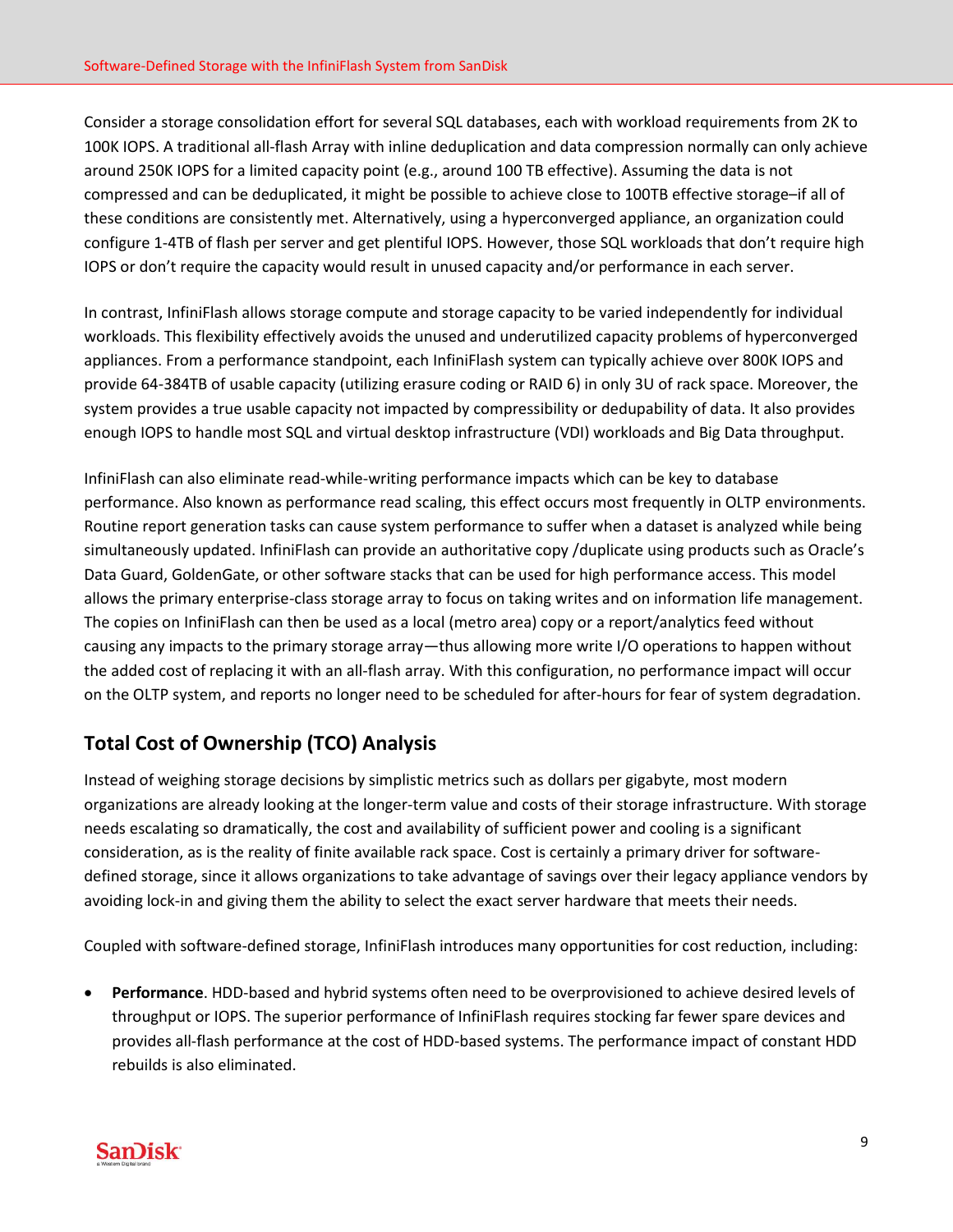Consider a storage consolidation effort for several SQL databases, each with workload requirements from 2K to 100K IOPS. A traditional all-flash Array with inline deduplication and data compression normally can only achieve around 250K IOPS for a limited capacity point (e.g., around 100 TB effective). Assuming the data is not compressed and can be deduplicated, it might be possible to achieve close to 100TB effective storage–if all of these conditions are consistently met. Alternatively, using a hyperconverged appliance, an organization could configure 1-4TB of flash per server and get plentiful IOPS. However, those SQL workloads that don't require high IOPS or don't require the capacity would result in unused capacity and/or performance in each server.

In contrast, InfiniFlash allows storage compute and storage capacity to be varied independently for individual workloads. This flexibility effectively avoids the unused and underutilized capacity problems of hyperconverged appliances. From a performance standpoint, each InfiniFlash system can typically achieve over 800K IOPS and provide 64-384TB of usable capacity (utilizing erasure coding or RAID 6) in only 3U of rack space. Moreover, the system provides a true usable capacity not impacted by compressibility or dedupability of data. It also provides enough IOPS to handle most SQL and virtual desktop infrastructure (VDI) workloads and Big Data throughput.

InfiniFlash can also eliminate read-while-writing performance impacts which can be key to database performance. Also known as performance read scaling, this effect occurs most frequently in OLTP environments. Routine report generation tasks can cause system performance to suffer when a dataset is analyzed while being simultaneously updated. InfiniFlash can provide an authoritative copy /duplicate using products such as Oracle's Data Guard, GoldenGate, or other software stacks that can be used for high performance access. This model allows the primary enterprise-class storage array to focus on taking writes and on information life management. The copies on InfiniFlash can then be used as a local (metro area) copy or a report/analytics feed without causing any impacts to the primary storage array—thus allowing more write I/O operations to happen without the added cost of replacing it with an all-flash array. With this configuration, no performance impact will occur on the OLTP system, and reports no longer need to be scheduled for after-hours for fear of system degradation.

## Total Cost of Ownership (TCO) Analysis

Instead of weighing storage decisions by simplistic metrics such as dollars per gigabyte, most modern organizations are already looking at the longer-term value and costs of their storage infrastructure. With storage needs escalating so dramatically, the cost and availability of sufficient power and cooling is a significant consideration, as is the reality of finite available rack space. Cost is certainly a primary driver for software-defined storage, since it allows organizations to take advantage of savings over their legacy appliance vendors by avoiding lock-in and giving them the ability to select the exact server hardware that meets their needs.

Coupled with software-defined storage, InfiniFlash introduces many opportunities for cost reduction, including:

- **Performance**. HDD-based and hybrid systems often need to be overprovisioned to achieve desired levels of throughput or IOPS. The superior performance of InfiniFlash requires stocking far fewer spare devices and provides all-flash performance at the cost of HDD-based systems. The performance impact of constant HDD rebuilds is also eliminated.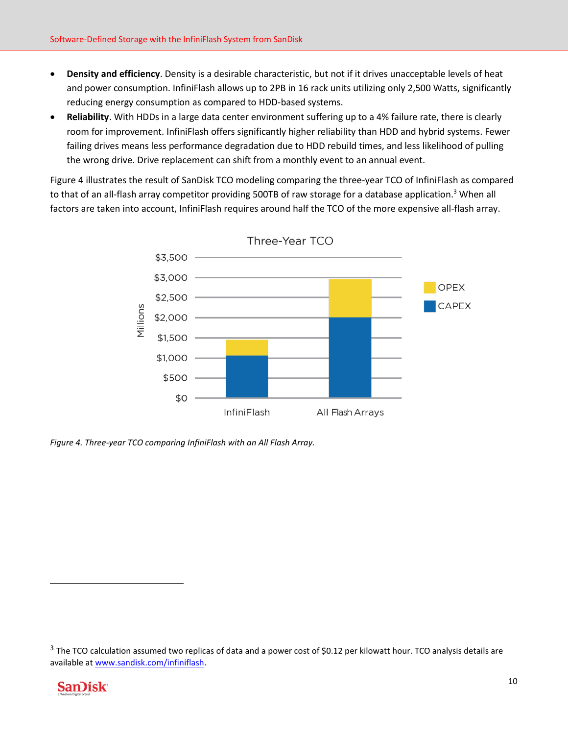- **Density and efficiency**. Density is a desirable characteristic, but not if it drives unacceptable levels of heat and power consumption. InfiniFlash allows up to 2PB in 16 rack units utilizing only 2,500 Watts, significantly reducing energy consumption as compared to HDD-based systems.
- **Reliability**. With HDDs in a large data center environment suffering up to a 4% failure rate, there is clearly room for improvement. InfiniFlash offers significantly higher reliability than HDD and hybrid systems. Fewer failing drives means less performance degradation due to HDD rebuild times, and less likelihood of pulling the wrong drive. Drive replacement can shift from a monthly event to an annual event.

Figure 4 illustrates the result of SanDisk TCO modeling comparing the three-year TCO of InfiniFlash as compared to that of an all-flash array competitor providing 500TB of raw storage for a database application.[3] When all factors are taken into account, InfiniFlash requires around half the TCO of the more expensive all-flash array.

*Figure 4. Three-year TCO comparing InfiniFlash with an All Flash Array.*

[3] The TCO calculation assumed two replicas of data and a power cost of $0.12 per kilowatt hour. TCO analysis details are available at www.sandisk.com/infiniflash.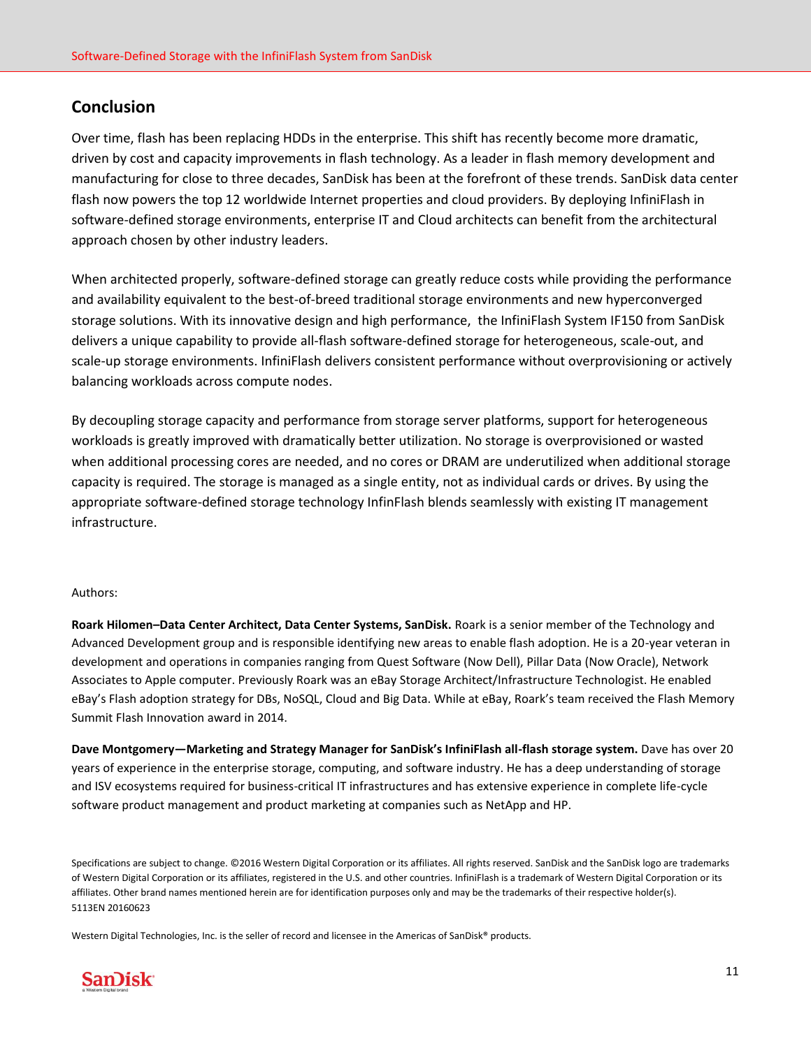## Conclusion

Over time, flash has been replacing HDDs in the enterprise. This shift has recently become more dramatic, driven by cost and capacity improvements in flash technology. As a leader in flash memory development and manufacturing for close to three decades, SanDisk has been at the forefront of these trends. SanDisk data center flash now powers the top 12 worldwide Internet properties and cloud providers. By deploying InfiniFlash in software-defined storage environments, enterprise IT and Cloud architects can benefit from the architectural approach chosen by other industry leaders.

When architected properly, software-defined storage can greatly reduce costs while providing the performance and availability equivalent to the best-of-breed traditional storage environments and new hyperconverged storage solutions. With its innovative design and high performance, the InfiniFlash System IF150 from SanDisk delivers a unique capability to provide all-flash software-defined storage for heterogeneous, scale-out, and scale-up storage environments. InfiniFlash delivers consistent performance without overprovisioning or actively balancing workloads across compute nodes.

By decoupling storage capacity and performance from storage server platforms, support for heterogeneous workloads is greatly improved with dramatically better utilization. No storage is overprovisioned or wasted when additional processing cores are needed, and no cores or DRAM are underutilized when additional storage capacity is required. The storage is managed as a single entity, not as individual cards or drives. By using the appropriate software-defined storage technology InfinFlash blends seamlessly with existing IT management infrastructure.

Authors:

**Roark Hilomen–Data Center Architect, Data Center Systems, SanDisk.** Roark is a senior member of the Technology and Advanced Development group and is responsible identifying new areas to enable flash adoption. He is a 20-year veteran in development and operations in companies ranging from Quest Software (Now Dell), Pillar Data (Now Oracle), Network Associates to Apple computer. Previously Roark was an eBay Storage Architect/Infrastructure Technologist. He enabled eBay's Flash adoption strategy for DBs, NoSQL, Cloud and Big Data. While at eBay, Roark's team received the Flash Memory Summit Flash Innovation award in 2014.

**Dave Montgomery—Marketing and Strategy Manager for SanDisk's InfiniFlash all-flash storage system.** Dave has over 20 years of experience in the enterprise storage, computing, and software industry. He has a deep understanding of storage and ISV ecosystems required for business-critical IT infrastructures and has extensive experience in complete life-cycle software product management and product marketing at companies such as NetApp and HP.

Specifications are subject to change. ©2016 Western Digital Corporation or its affiliates. All rights reserved. SanDisk and the SanDisk logo are trademarks of Western Digital Corporation or its affiliates, registered in the U.S. and other countries. InfiniFlash is a trademark of Western Digital Corporation or its affiliates. Other brand names mentioned herein are for identification purposes only and may be the trademarks of their respective holder(s).
5113EN 20160623

Western Digital Technologies, Inc. is the seller of record and licensee in the Americas of SanDisk® products.